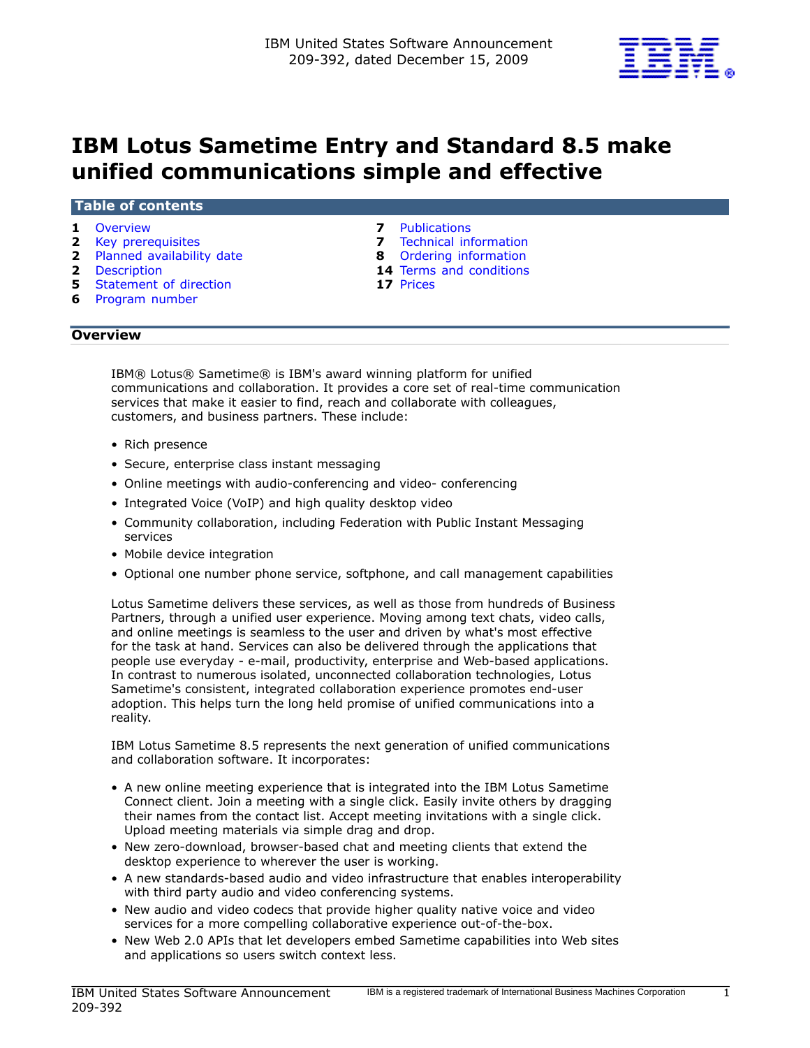IBM United States Software Announcement
209-392, dated December 15, 2009

# IBM Lotus Sametime Entry and Standard 8.5 make unified communications simple and effective

## Table of contents

| | | | |
|---|---|---|---|
| 1 | Overview | 7 | Publications |
| 2 | Key prerequisites | 7 | Technical information |
| 2 | Planned availability date | 8 | Ordering information |
| 2 | Description | 14 | Terms and conditions |
| 5 | Statement of direction | 17 | Prices |
| 6 | Program number | | |

## Overview

IBM® Lotus® Sametime® is IBM's award winning platform for unified communications and collaboration. It provides a core set of real-time communication services that make it easier to find, reach and collaborate with colleagues, customers, and business partners. These include:

- Rich presence
- Secure, enterprise class instant messaging
- Online meetings with audio-conferencing and video- conferencing
- Integrated Voice (VoIP) and high quality desktop video
- Community collaboration, including Federation with Public Instant Messaging services
- Mobile device integration
- Optional one number phone service, softphone, and call management capabilities

Lotus Sametime delivers these services, as well as those from hundreds of Business Partners, through a unified user experience. Moving among text chats, video calls, and online meetings is seamless to the user and driven by what's most effective for the task at hand. Services can also be delivered through the applications that people use everyday - e-mail, productivity, enterprise and Web-based applications. In contrast to numerous isolated, unconnected collaboration technologies, Lotus Sametime's consistent, integrated collaboration experience promotes end-user adoption. This helps turn the long held promise of unified communications into a reality.

IBM Lotus Sametime 8.5 represents the next generation of unified communications and collaboration software. It incorporates:

- A new online meeting experience that is integrated into the IBM Lotus Sametime Connect client. Join a meeting with a single click. Easily invite others by dragging their names from the contact list. Accept meeting invitations with a single click. Upload meeting materials via simple drag and drop.
- New zero-download, browser-based chat and meeting clients that extend the desktop experience to wherever the user is working.
- A new standards-based audio and video infrastructure that enables interoperability with third party audio and video conferencing systems.
- New audio and video codecs that provide higher quality native voice and video services for a more compelling collaborative experience out-of-the-box.
- New Web 2.0 APIs that let developers embed Sametime capabilities into Web sites and applications so users switch context less.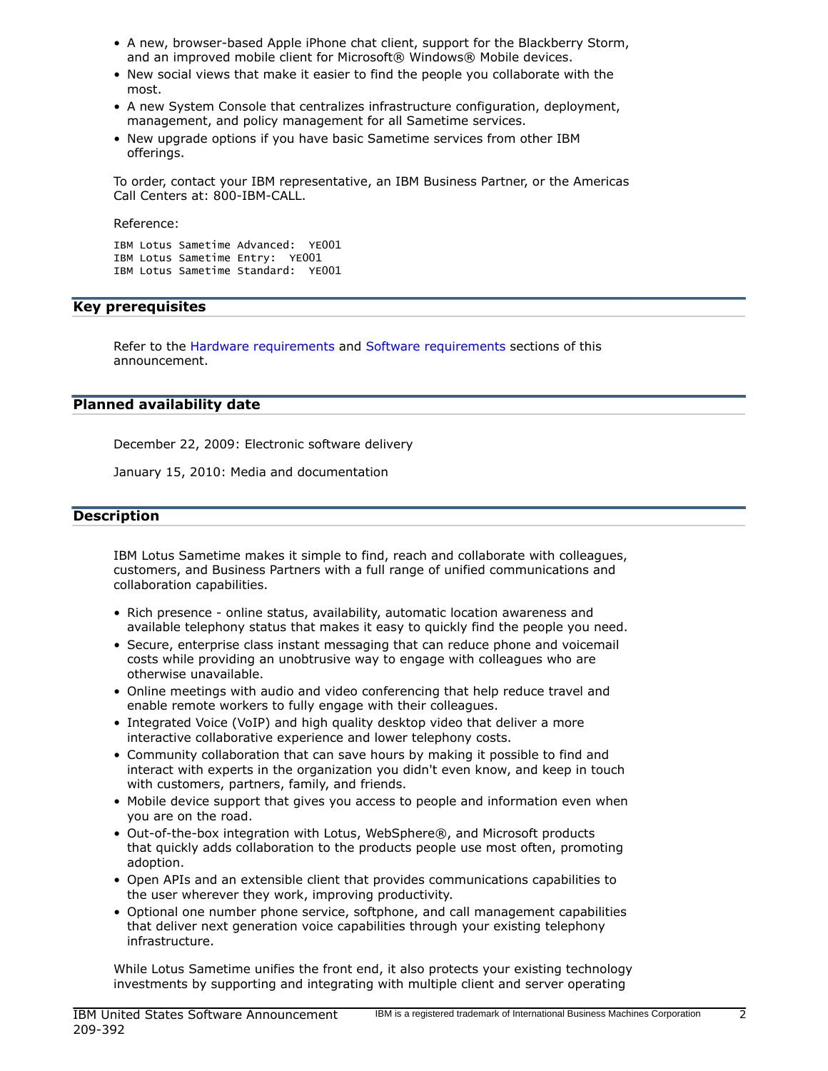- A new, browser-based Apple iPhone chat client, support for the Blackberry Storm, and an improved mobile client for Microsoft® Windows® Mobile devices.
- New social views that make it easier to find the people you collaborate with the most.
- A new System Console that centralizes infrastructure configuration, deployment, management, and policy management for all Sametime services.
- New upgrade options if you have basic Sametime services from other IBM offerings.

To order, contact your IBM representative, an IBM Business Partner, or the Americas Call Centers at: 800-IBM-CALL.

Reference:

```
IBM Lotus Sametime Advanced:  YE001
IBM Lotus Sametime Entry:  YE001
IBM Lotus Sametime Standard:  YE001
```

## Key prerequisites

Refer to the Hardware requirements and Software requirements sections of this announcement.

## Planned availability date

December 22, 2009: Electronic software delivery

January 15, 2010: Media and documentation

## Description

IBM Lotus Sametime makes it simple to find, reach and collaborate with colleagues, customers, and Business Partners with a full range of unified communications and collaboration capabilities.

- Rich presence - online status, availability, automatic location awareness and available telephony status that makes it easy to quickly find the people you need.
- Secure, enterprise class instant messaging that can reduce phone and voicemail costs while providing an unobtrusive way to engage with colleagues who are otherwise unavailable.
- Online meetings with audio and video conferencing that help reduce travel and enable remote workers to fully engage with their colleagues.
- Integrated Voice (VoIP) and high quality desktop video that deliver a more interactive collaborative experience and lower telephony costs.
- Community collaboration that can save hours by making it possible to find and interact with experts in the organization you didn't even know, and keep in touch with customers, partners, family, and friends.
- Mobile device support that gives you access to people and information even when you are on the road.
- Out-of-the-box integration with Lotus, WebSphere®, and Microsoft products that quickly adds collaboration to the products people use most often, promoting adoption.
- Open APIs and an extensible client that provides communications capabilities to the user wherever they work, improving productivity.
- Optional one number phone service, softphone, and call management capabilities that deliver next generation voice capabilities through your existing telephony infrastructure.

While Lotus Sametime unifies the front end, it also protects your existing technology investments by supporting and integrating with multiple client and server operating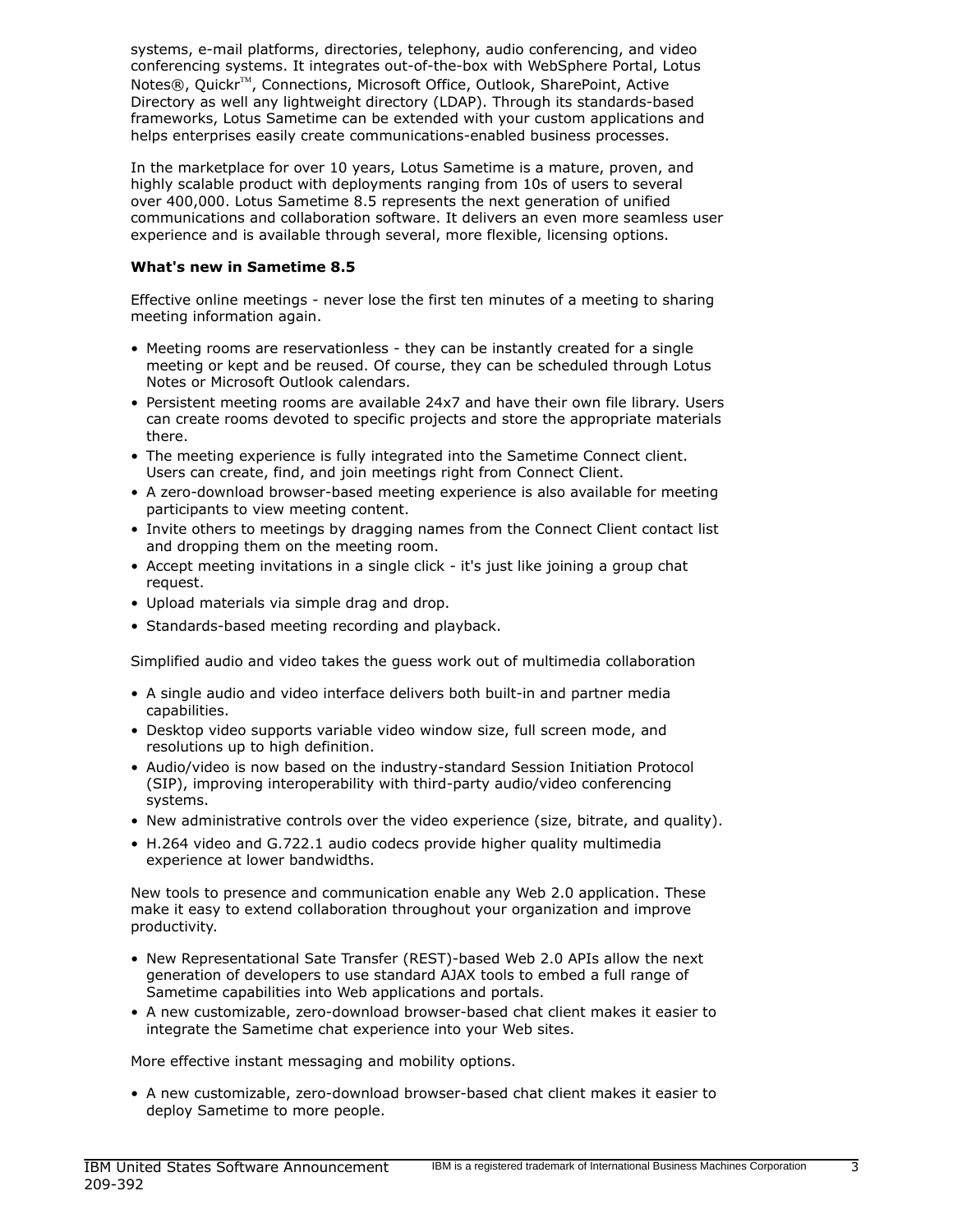systems, e-mail platforms, directories, telephony, audio conferencing, and video conferencing systems. It integrates out-of-the-box with WebSphere Portal, Lotus Notes®, Quickr™, Connections, Microsoft Office, Outlook, SharePoint, Active Directory as well any lightweight directory (LDAP). Through its standards-based frameworks, Lotus Sametime can be extended with your custom applications and helps enterprises easily create communications-enabled business processes.

In the marketplace for over 10 years, Lotus Sametime is a mature, proven, and highly scalable product with deployments ranging from 10s of users to several over 400,000. Lotus Sametime 8.5 represents the next generation of unified communications and collaboration software. It delivers an even more seamless user experience and is available through several, more flexible, licensing options.

**What's new in Sametime 8.5**

Effective online meetings - never lose the first ten minutes of a meeting to sharing meeting information again.

- Meeting rooms are reservationless - they can be instantly created for a single meeting or kept and be reused. Of course, they can be scheduled through Lotus Notes or Microsoft Outlook calendars.
- Persistent meeting rooms are available 24x7 and have their own file library. Users can create rooms devoted to specific projects and store the appropriate materials there.
- The meeting experience is fully integrated into the Sametime Connect client. Users can create, find, and join meetings right from Connect Client.
- A zero-download browser-based meeting experience is also available for meeting participants to view meeting content.
- Invite others to meetings by dragging names from the Connect Client contact list and dropping them on the meeting room.
- Accept meeting invitations in a single click - it's just like joining a group chat request.
- Upload materials via simple drag and drop.
- Standards-based meeting recording and playback.

Simplified audio and video takes the guess work out of multimedia collaboration

- A single audio and video interface delivers both built-in and partner media capabilities.
- Desktop video supports variable video window size, full screen mode, and resolutions up to high definition.
- Audio/video is now based on the industry-standard Session Initiation Protocol (SIP), improving interoperability with third-party audio/video conferencing systems.
- New administrative controls over the video experience (size, bitrate, and quality).
- H.264 video and G.722.1 audio codecs provide higher quality multimedia experience at lower bandwidths.

New tools to presence and communication enable any Web 2.0 application. These make it easy to extend collaboration throughout your organization and improve productivity.

- New Representational Sate Transfer (REST)-based Web 2.0 APIs allow the next generation of developers to use standard AJAX tools to embed a full range of Sametime capabilities into Web applications and portals.
- A new customizable, zero-download browser-based chat client makes it easier to integrate the Sametime chat experience into your Web sites.

More effective instant messaging and mobility options.

- A new customizable, zero-download browser-based chat client makes it easier to deploy Sametime to more people.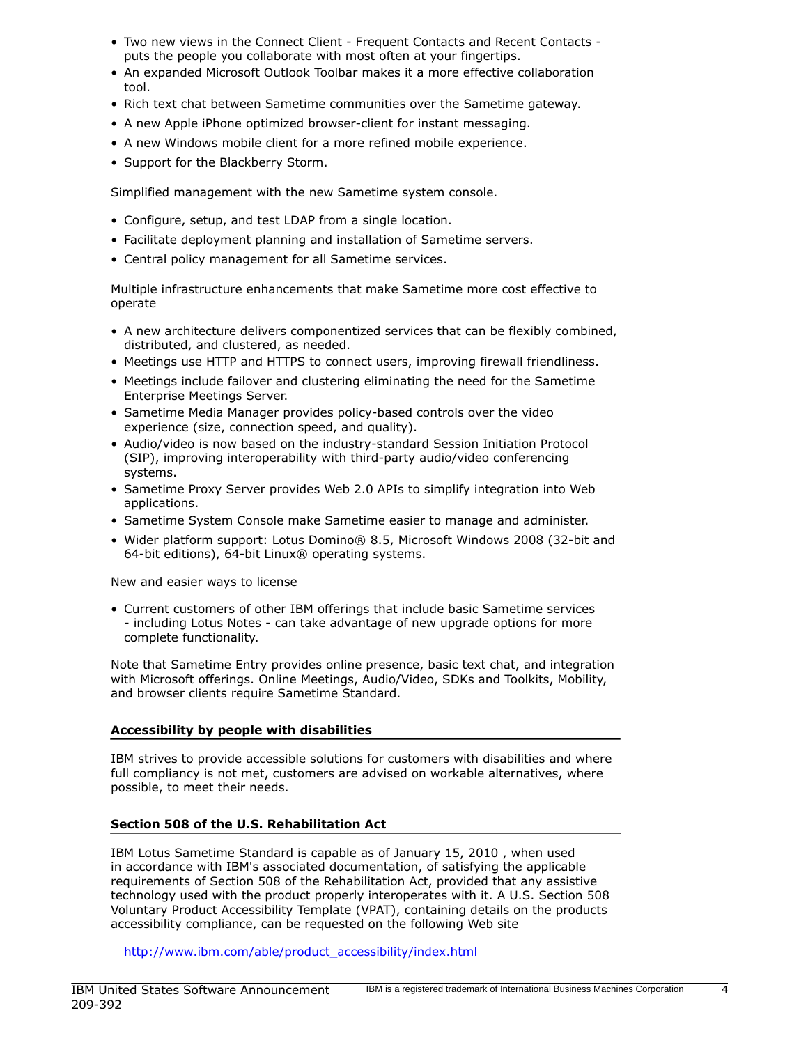- Two new views in the Connect Client - Frequent Contacts and Recent Contacts - puts the people you collaborate with most often at your fingertips.
- An expanded Microsoft Outlook Toolbar makes it a more effective collaboration tool.
- Rich text chat between Sametime communities over the Sametime gateway.
- A new Apple iPhone optimized browser-client for instant messaging.
- A new Windows mobile client for a more refined mobile experience.
- Support for the Blackberry Storm.

Simplified management with the new Sametime system console.

- Configure, setup, and test LDAP from a single location.
- Facilitate deployment planning and installation of Sametime servers.
- Central policy management for all Sametime services.

Multiple infrastructure enhancements that make Sametime more cost effective to operate

- A new architecture delivers componentized services that can be flexibly combined, distributed, and clustered, as needed.
- Meetings use HTTP and HTTPS to connect users, improving firewall friendliness.
- Meetings include failover and clustering eliminating the need for the Sametime Enterprise Meetings Server.
- Sametime Media Manager provides policy-based controls over the video experience (size, connection speed, and quality).
- Audio/video is now based on the industry-standard Session Initiation Protocol (SIP), improving interoperability with third-party audio/video conferencing systems.
- Sametime Proxy Server provides Web 2.0 APIs to simplify integration into Web applications.
- Sametime System Console make Sametime easier to manage and administer.
- Wider platform support: Lotus Domino® 8.5, Microsoft Windows 2008 (32-bit and 64-bit editions), 64-bit Linux® operating systems.

New and easier ways to license

- Current customers of other IBM offerings that include basic Sametime services - including Lotus Notes - can take advantage of new upgrade options for more complete functionality.

Note that Sametime Entry provides online presence, basic text chat, and integration with Microsoft offerings. Online Meetings, Audio/Video, SDKs and Toolkits, Mobility, and browser clients require Sametime Standard.

## Accessibility by people with disabilities

IBM strives to provide accessible solutions for customers with disabilities and where full compliancy is not met, customers are advised on workable alternatives, where possible, to meet their needs.

## Section 508 of the U.S. Rehabilitation Act

IBM Lotus Sametime Standard is capable as of January 15, 2010 , when used in accordance with IBM's associated documentation, of satisfying the applicable requirements of Section 508 of the Rehabilitation Act, provided that any assistive technology used with the product properly interoperates with it. A U.S. Section 508 Voluntary Product Accessibility Template (VPAT), containing details on the products accessibility compliance, can be requested on the following Web site

http://www.ibm.com/able/product_accessibility/index.html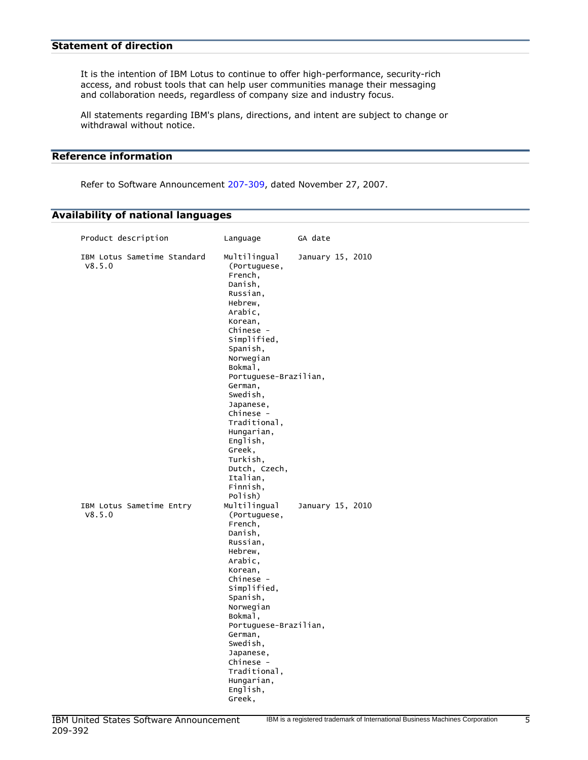## Statement of direction

It is the intention of IBM Lotus to continue to offer high-performance, security-rich access, and robust tools that can help user communities manage their messaging and collaboration needs, regardless of company size and industry focus.

All statements regarding IBM's plans, directions, and intent are subject to change or withdrawal without notice.

## Reference information

Refer to Software Announcement 207-309, dated November 27, 2007.

## Availability of national languages

| Product description | Language | GA date |
| --- | --- | --- |
| IBM Lotus Sametime Standard V8.5.0 | Multilingual (Portuguese, French, Danish, Russian, Hebrew, Arabic, Korean, Chinese - Simplified, Spanish, Norwegian Bokmal, Portuguese-Brazilian, German, Swedish, Japanese, Chinese - Traditional, Hungarian, English, Greek, Turkish, Dutch, Czech, Italian, Finnish, Polish) | January 15, 2010 |
| IBM Lotus Sametime Entry V8.5.0 | Multilingual (Portuguese, French, Danish, Russian, Hebrew, Arabic, Korean, Chinese - Simplified, Spanish, Norwegian Bokmal, Portuguese-Brazilian, German, Swedish, Japanese, Chinese - Traditional, Hungarian, English, Greek, | January 15, 2010 |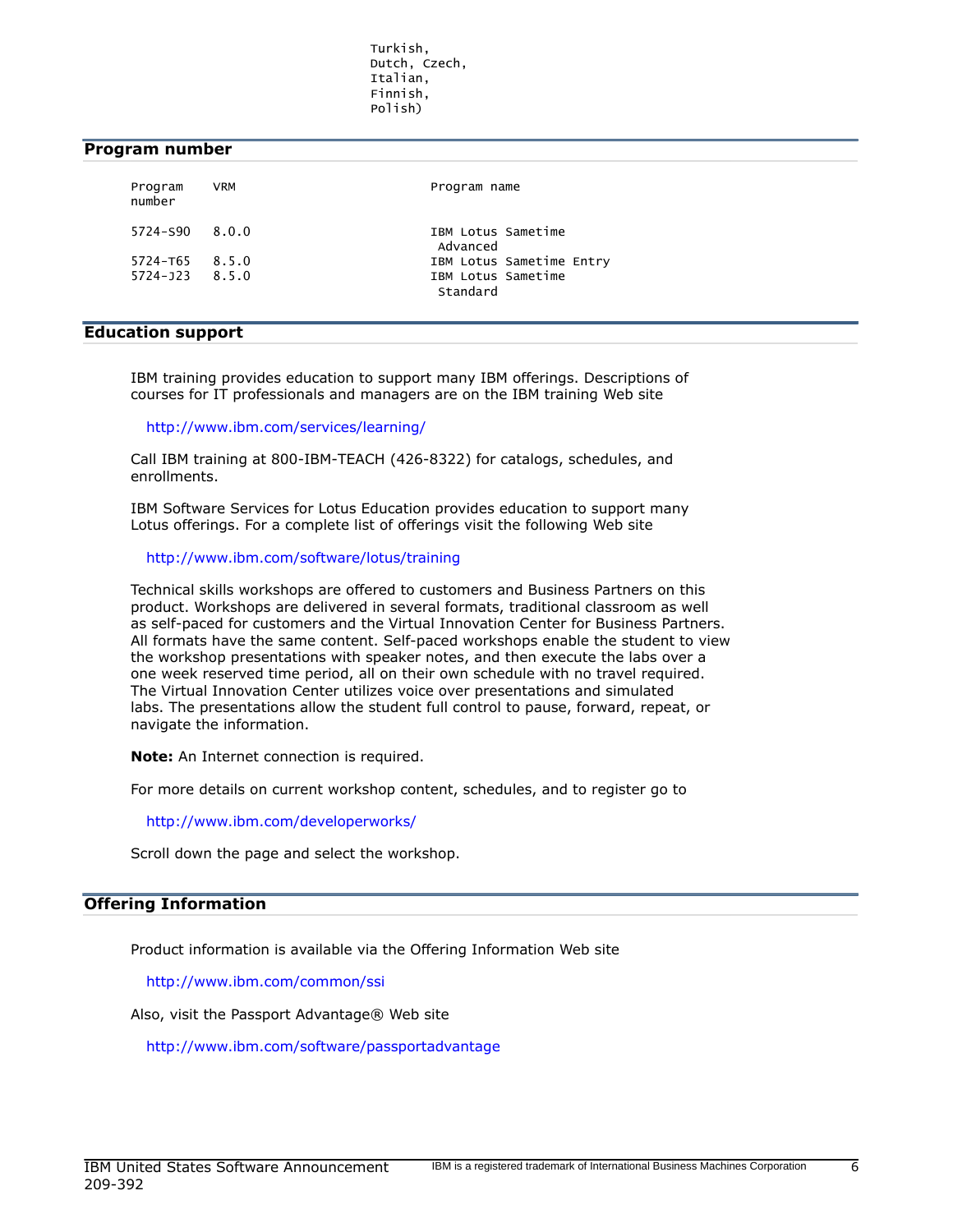```
Turkish,
Dutch, Czech,
Italian,
Finnish,
Polish)
```

## Program number

| Program number | VRM | Program name |
|---|---|---|
| 5724-S90 | 8.0.0 | IBM Lotus Sametime Advanced |
| 5724-T65 | 8.5.0 | IBM Lotus Sametime Entry |
| 5724-J23 | 8.5.0 | IBM Lotus Sametime Standard |

## Education support

IBM training provides education to support many IBM offerings. Descriptions of courses for IT professionals and managers are on the IBM training Web site

http://www.ibm.com/services/learning/

Call IBM training at 800-IBM-TEACH (426-8322) for catalogs, schedules, and enrollments.

IBM Software Services for Lotus Education provides education to support many Lotus offerings. For a complete list of offerings visit the following Web site

http://www.ibm.com/software/lotus/training

Technical skills workshops are offered to customers and Business Partners on this product. Workshops are delivered in several formats, traditional classroom as well as self-paced for customers and the Virtual Innovation Center for Business Partners. All formats have the same content. Self-paced workshops enable the student to view the workshop presentations with speaker notes, and then execute the labs over a one week reserved time period, all on their own schedule with no travel required. The Virtual Innovation Center utilizes voice over presentations and simulated labs. The presentations allow the student full control to pause, forward, repeat, or navigate the information.

**Note:** An Internet connection is required.

For more details on current workshop content, schedules, and to register go to

http://www.ibm.com/developerworks/

Scroll down the page and select the workshop.

## Offering Information

Product information is available via the Offering Information Web site

http://www.ibm.com/common/ssi

Also, visit the Passport Advantage® Web site

http://www.ibm.com/software/passportadvantage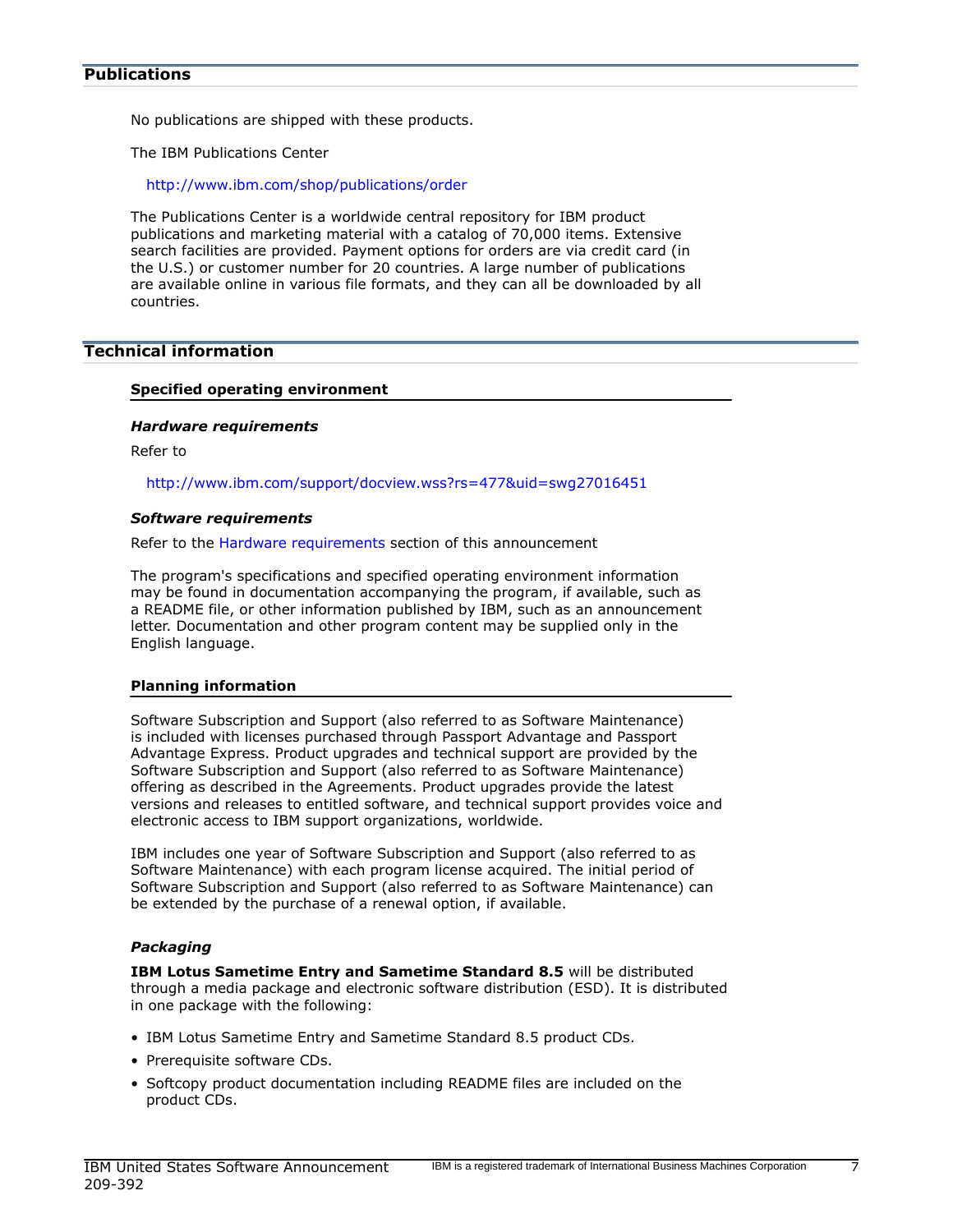## Publications

No publications are shipped with these products.

The IBM Publications Center

http://www.ibm.com/shop/publications/order

The Publications Center is a worldwide central repository for IBM product publications and marketing material with a catalog of 70,000 items. Extensive search facilities are provided. Payment options for orders are via credit card (in the U.S.) or customer number for 20 countries. A large number of publications are available online in various file formats, and they can all be downloaded by all countries.

## Technical information

### Specified operating environment

#### *Hardware requirements*

Refer to

http://www.ibm.com/support/docview.wss?rs=477&uid=swg27016451

#### *Software requirements*

Refer to the Hardware requirements section of this announcement

The program's specifications and specified operating environment information may be found in documentation accompanying the program, if available, such as a README file, or other information published by IBM, such as an announcement letter. Documentation and other program content may be supplied only in the English language.

### Planning information

Software Subscription and Support (also referred to as Software Maintenance) is included with licenses purchased through Passport Advantage and Passport Advantage Express. Product upgrades and technical support are provided by the Software Subscription and Support (also referred to as Software Maintenance) offering as described in the Agreements. Product upgrades provide the latest versions and releases to entitled software, and technical support provides voice and electronic access to IBM support organizations, worldwide.

IBM includes one year of Software Subscription and Support (also referred to as Software Maintenance) with each program license acquired. The initial period of Software Subscription and Support (also referred to as Software Maintenance) can be extended by the purchase of a renewal option, if available.

#### *Packaging*

**IBM Lotus Sametime Entry and Sametime Standard 8.5** will be distributed through a media package and electronic software distribution (ESD). It is distributed in one package with the following:

- IBM Lotus Sametime Entry and Sametime Standard 8.5 product CDs.
- Prerequisite software CDs.
- Softcopy product documentation including README files are included on the product CDs.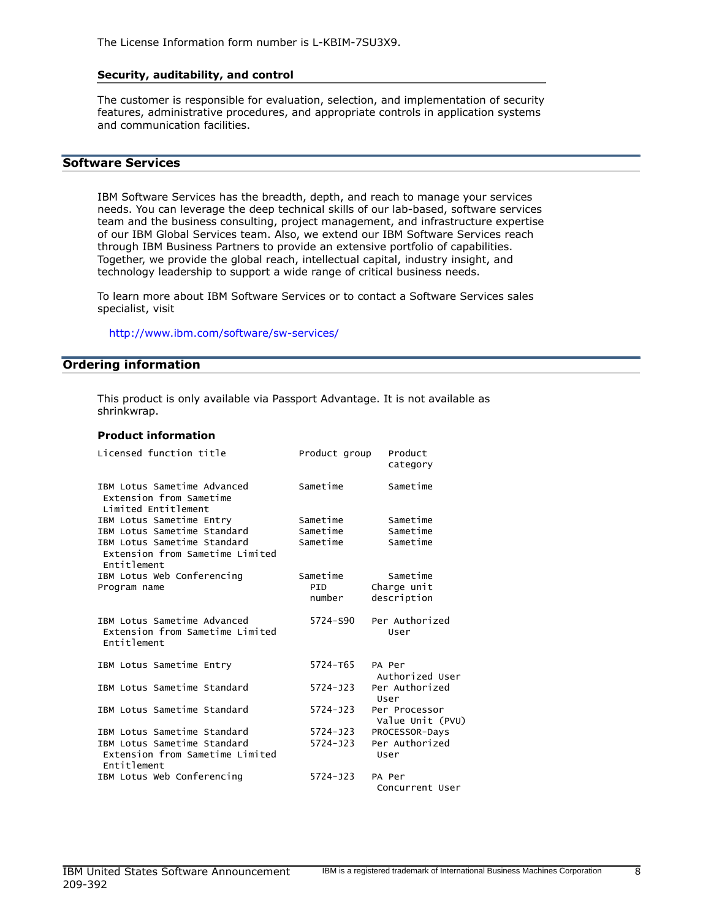The License Information form number is L-KBIM-7SU3X9.

### Security, auditability, and control

The customer is responsible for evaluation, selection, and implementation of security features, administrative procedures, and appropriate controls in application systems and communication facilities.

## Software Services

IBM Software Services has the breadth, depth, and reach to manage your services needs. You can leverage the deep technical skills of our lab-based, software services team and the business consulting, project management, and infrastructure expertise of our IBM Global Services team. Also, we extend our IBM Software Services reach through IBM Business Partners to provide an extensive portfolio of capabilities. Together, we provide the global reach, intellectual capital, industry insight, and technology leadership to support a wide range of critical business needs.

To learn more about IBM Software Services or to contact a Software Services sales specialist, visit

http://www.ibm.com/software/sw-services/

## Ordering information

This product is only available via Passport Advantage. It is not available as shrinkwrap.

### Product information

| Licensed function title | Product group | Product category |
|---|---|---|
| IBM Lotus Sametime Advanced Extension from Sametime Limited Entitlement | Sametime | Sametime |
| IBM Lotus Sametime Entry | Sametime | Sametime |
| IBM Lotus Sametime Standard | Sametime | Sametime |
| IBM Lotus Sametime Standard Extension from Sametime Limited Entitlement | Sametime | Sametime |
| IBM Lotus Web Conferencing | Sametime | Sametime |

| Program name | PID number | Charge unit description |
|---|---|---|
| IBM Lotus Sametime Advanced Extension from Sametime Limited Entitlement | 5724-S90 | Per Authorized User |
| IBM Lotus Sametime Entry | 5724-T65 | PA Per Authorized User |
| IBM Lotus Sametime Standard | 5724-J23 | Per Authorized User |
| IBM Lotus Sametime Standard | 5724-J23 | Per Processor Value Unit (PVU) |
| IBM Lotus Sametime Standard | 5724-J23 | PROCESSOR-Days |
| IBM Lotus Sametime Standard Extension from Sametime Limited Entitlement | 5724-J23 | Per Authorized User |
| IBM Lotus Web Conferencing | 5724-J23 | PA Per Concurrent User |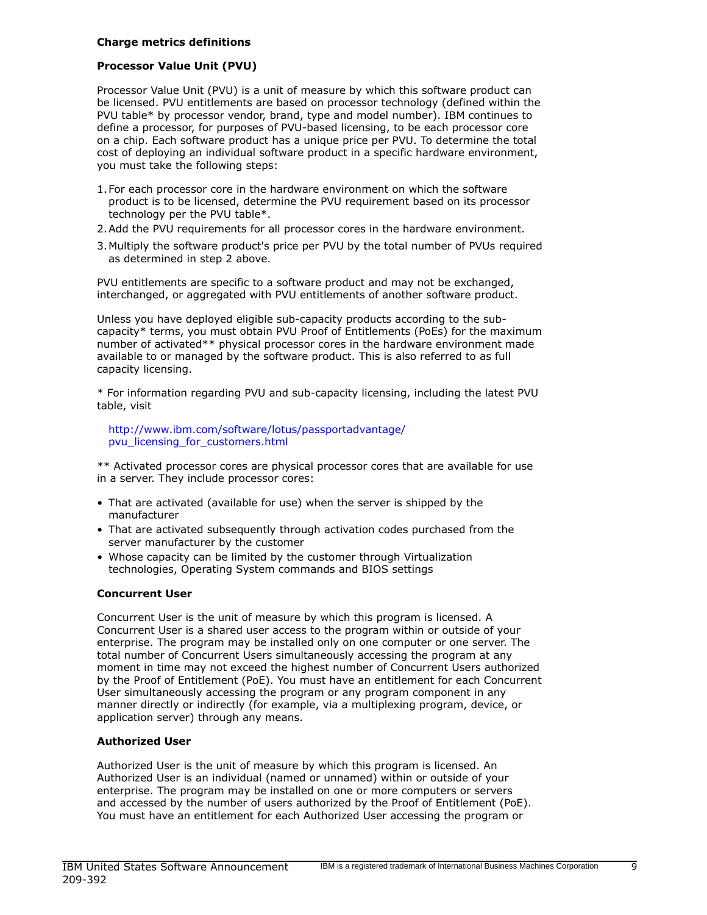**Charge metrics definitions**

**Processor Value Unit (PVU)**

Processor Value Unit (PVU) is a unit of measure by which this software product can be licensed. PVU entitlements are based on processor technology (defined within the PVU table* by processor vendor, brand, type and model number). IBM continues to define a processor, for purposes of PVU-based licensing, to be each processor core on a chip. Each software product has a unique price per PVU. To determine the total cost of deploying an individual software product in a specific hardware environment, you must take the following steps:

1. For each processor core in the hardware environment on which the software product is to be licensed, determine the PVU requirement based on its processor technology per the PVU table*.
2. Add the PVU requirements for all processor cores in the hardware environment.
3. Multiply the software product's price per PVU by the total number of PVUs required as determined in step 2 above.

PVU entitlements are specific to a software product and may not be exchanged, interchanged, or aggregated with PVU entitlements of another software product.

Unless you have deployed eligible sub-capacity products according to the sub-capacity* terms, you must obtain PVU Proof of Entitlements (PoEs) for the maximum number of activated** physical processor cores in the hardware environment made available to or managed by the software product. This is also referred to as full capacity licensing.

* For information regarding PVU and sub-capacity licensing, including the latest PVU table, visit

http://www.ibm.com/software/lotus/passportadvantage/pvu_licensing_for_customers.html

** Activated processor cores are physical processor cores that are available for use in a server. They include processor cores:

- That are activated (available for use) when the server is shipped by the manufacturer
- That are activated subsequently through activation codes purchased from the server manufacturer by the customer
- Whose capacity can be limited by the customer through Virtualization technologies, Operating System commands and BIOS settings

**Concurrent User**

Concurrent User is the unit of measure by which this program is licensed. A Concurrent User is a shared user access to the program within or outside of your enterprise. The program may be installed only on one computer or one server. The total number of Concurrent Users simultaneously accessing the program at any moment in time may not exceed the highest number of Concurrent Users authorized by the Proof of Entitlement (PoE). You must have an entitlement for each Concurrent User simultaneously accessing the program or any program component in any manner directly or indirectly (for example, via a multiplexing program, device, or application server) through any means.

**Authorized User**

Authorized User is the unit of measure by which this program is licensed. An Authorized User is an individual (named or unnamed) within or outside of your enterprise. The program may be installed on one or more computers or servers and accessed by the number of users authorized by the Proof of Entitlement (PoE). You must have an entitlement for each Authorized User accessing the program or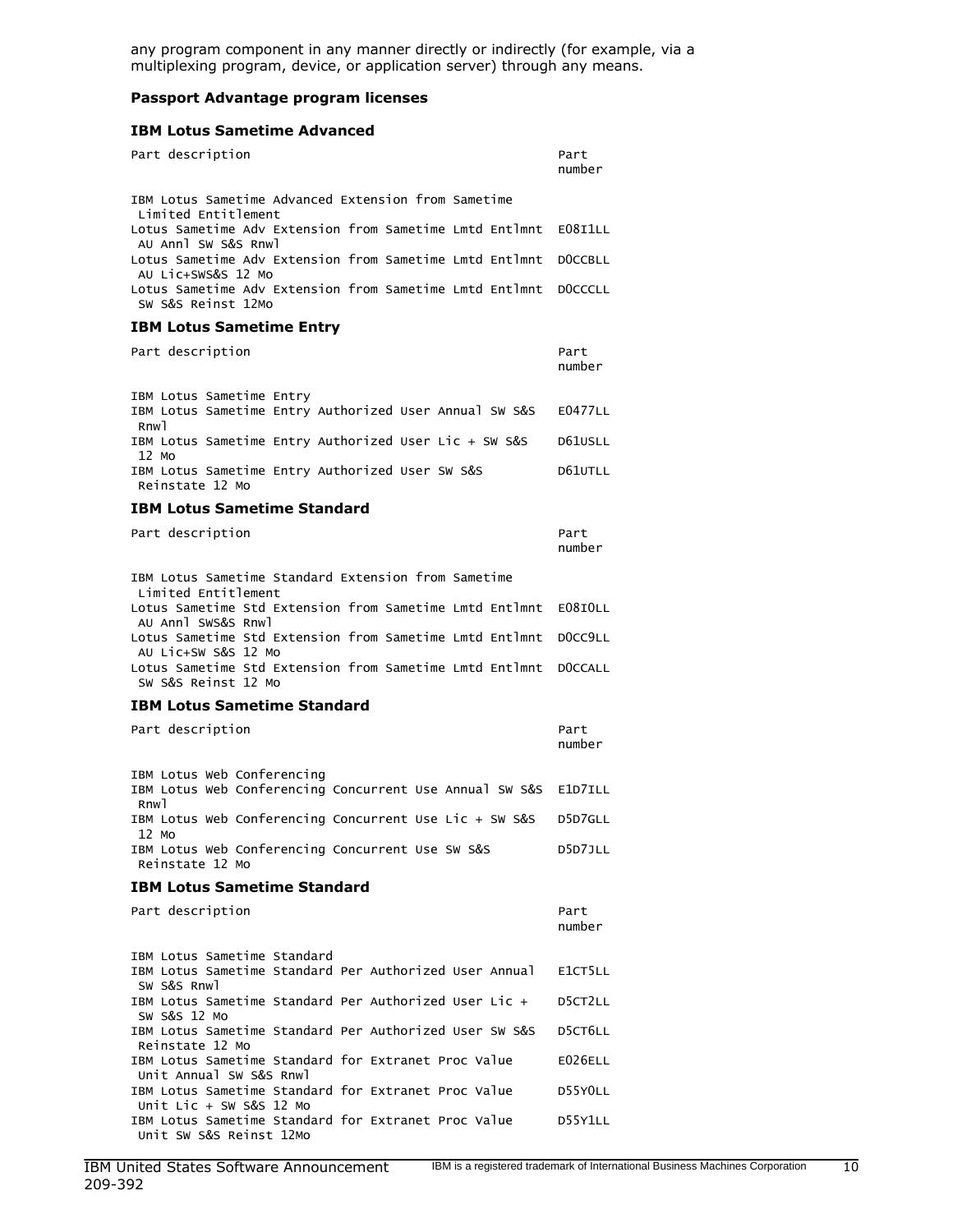any program component in any manner directly or indirectly (for example, via a multiplexing program, device, or application server) through any means.

**Passport Advantage program licenses**

**IBM Lotus Sametime Advanced**

| Part description | Part number |
|---|---|
| IBM Lotus Sametime Advanced Extension from Sametime Limited Entitlement | |
| Lotus Sametime Adv Extension from Sametime Lmtd Entlmnt AU Annl SW S&S Rnwl | E08I1LL |
| Lotus Sametime Adv Extension from Sametime Lmtd Entlmnt AU Lic+SWS&S 12 Mo | D0CCBLL |
| Lotus Sametime Adv Extension from Sametime Lmtd Entlmnt SW S&S Reinst 12Mo | D0CCCLL |

**IBM Lotus Sametime Entry**

| Part description | Part number |
|---|---|
| IBM Lotus Sametime Entry | |
| IBM Lotus Sametime Entry Authorized User Annual SW S&S Rnwl | E0477LL |
| IBM Lotus Sametime Entry Authorized User Lic + SW S&S 12 Mo | D61USLL |
| IBM Lotus Sametime Entry Authorized User SW S&S Reinstate 12 Mo | D61UTLL |

**IBM Lotus Sametime Standard**

| Part description | Part number |
|---|---|
| IBM Lotus Sametime Standard Extension from Sametime Limited Entitlement | |
| Lotus Sametime Std Extension from Sametime Lmtd Entlmnt AU Annl SWS&S Rnwl | E08I0LL |
| Lotus Sametime Std Extension from Sametime Lmtd Entlmnt AU Lic+SW S&S 12 Mo | D0CC9LL |
| Lotus Sametime Std Extension from Sametime Lmtd Entlmnt SW S&S Reinst 12 Mo | D0CCALL |

**IBM Lotus Sametime Standard**

| Part description | Part number |
|---|---|
| IBM Lotus Web Conferencing | |
| IBM Lotus Web Conferencing Concurrent Use Annual SW S&S Rnwl | E1D7ILL |
| IBM Lotus Web Conferencing Concurrent Use Lic + SW S&S 12 Mo | D5D7GLL |
| IBM Lotus Web Conferencing Concurrent Use SW S&S Reinstate 12 Mo | D5D7JLL |

**IBM Lotus Sametime Standard**

| Part description | Part number |
|---|---|
| IBM Lotus Sametime Standard | |
| IBM Lotus Sametime Standard Per Authorized User Annual SW S&S Rnwl | E1CT5LL |
| IBM Lotus Sametime Standard Per Authorized User Lic + SW S&S 12 Mo | D5CT2LL |
| IBM Lotus Sametime Standard Per Authorized User SW S&S Reinstate 12 Mo | D5CT6LL |
| IBM Lotus Sametime Standard for Extranet Proc Value Unit Annual SW S&S Rnwl | E026ELL |
| IBM Lotus Sametime Standard for Extranet Proc Value Unit Lic + SW S&S 12 Mo | D55Y0LL |
| IBM Lotus Sametime Standard for Extranet Proc Value Unit SW S&S Reinst 12Mo | D55Y1LL |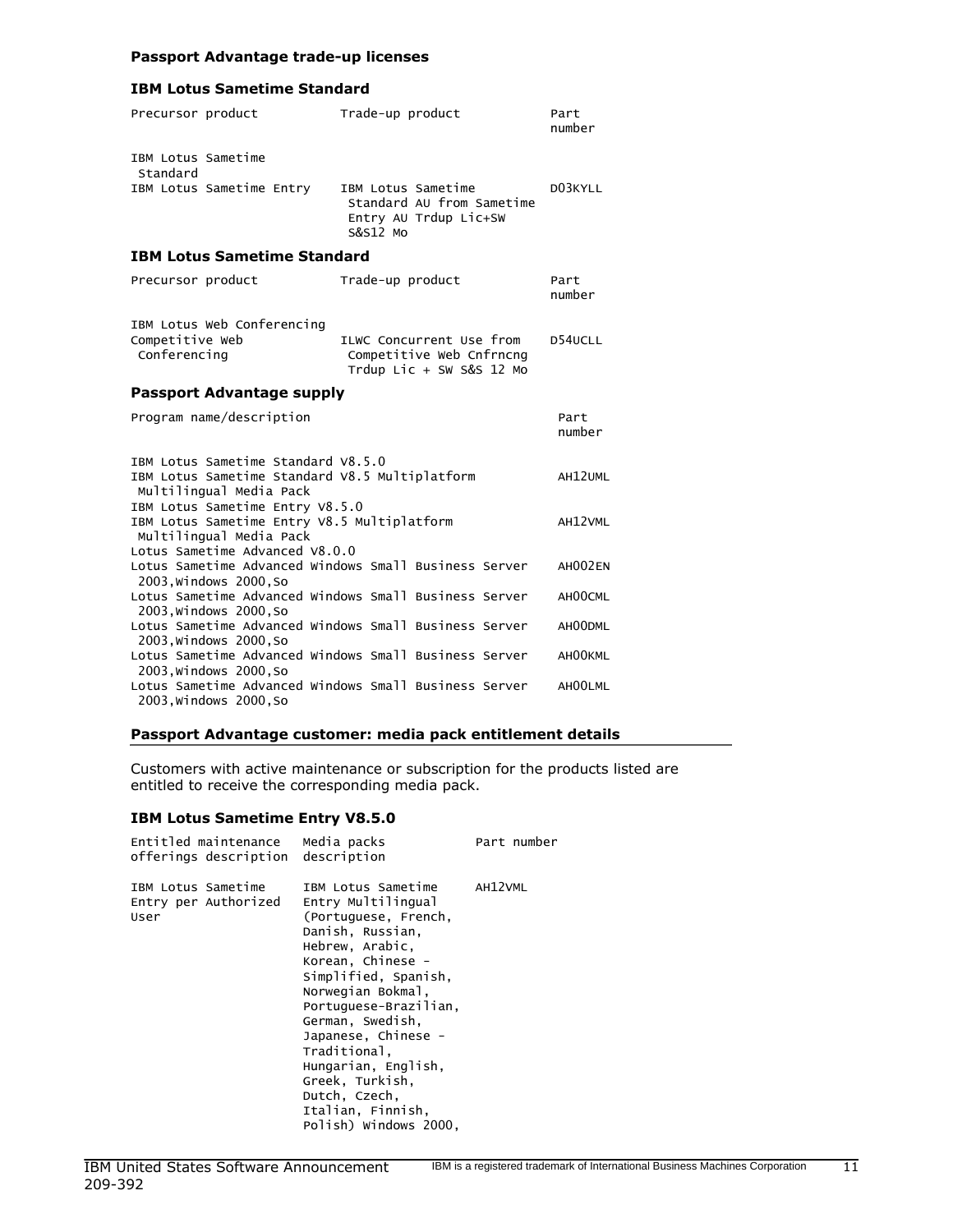### Passport Advantage trade-up licenses

#### IBM Lotus Sametime Standard

| Precursor product | Trade-up product | Part number |
|---|---|---|
| IBM Lotus Sametime Standard | | |
| IBM Lotus Sametime Entry | IBM Lotus Sametime Standard AU from Sametime Entry AU Trdup Lic+SW S&S12 Mo | D03KYLL |

#### IBM Lotus Sametime Standard

| Precursor product | Trade-up product | Part number |
|---|---|---|
| IBM Lotus Web Conferencing | | |
| Competitive Web Conferencing | ILWC Concurrent Use from Competitive Web Cnfrncng Trdup Lic + SW S&S 12 Mo | D54UCLL |

### Passport Advantage supply

| Program name/description | Part number |
|---|---|
| IBM Lotus Sametime Standard V8.5.0 | |
| IBM Lotus Sametime Standard V8.5 Multiplatform Multilingual Media Pack | AH12UML |
| IBM Lotus Sametime Entry V8.5.0 | |
| IBM Lotus Sametime Entry V8.5 Multiplatform Multilingual Media Pack | AH12VML |
| Lotus Sametime Advanced V8.0.0 | |
| Lotus Sametime Advanced Windows Small Business Server 2003,Windows 2000,So | AH002EN |
| Lotus Sametime Advanced Windows Small Business Server 2003,Windows 2000,So | AH00CML |
| Lotus Sametime Advanced Windows Small Business Server 2003,Windows 2000,So | AH00DML |
| Lotus Sametime Advanced Windows Small Business Server 2003,Windows 2000,So | AH00KML |
| Lotus Sametime Advanced Windows Small Business Server 2003,Windows 2000,So | AH00LML |

### Passport Advantage customer: media pack entitlement details

Customers with active maintenance or subscription for the products listed are entitled to receive the corresponding media pack.

#### IBM Lotus Sametime Entry V8.5.0

| Entitled maintenance offerings description | Media packs description | Part number |
|---|---|---|
| IBM Lotus Sametime Entry per Authorized User | IBM Lotus Sametime Entry Multilingual (Portuguese, French, Danish, Russian, Hebrew, Arabic, Korean, Chinese - Simplified, Spanish, Norwegian Bokmal, Portuguese-Brazilian, German, Swedish, Japanese, Chinese - Traditional, Hungarian, English, Greek, Turkish, Dutch, Czech, Italian, Finnish, Polish) Windows 2000, | AH12VML |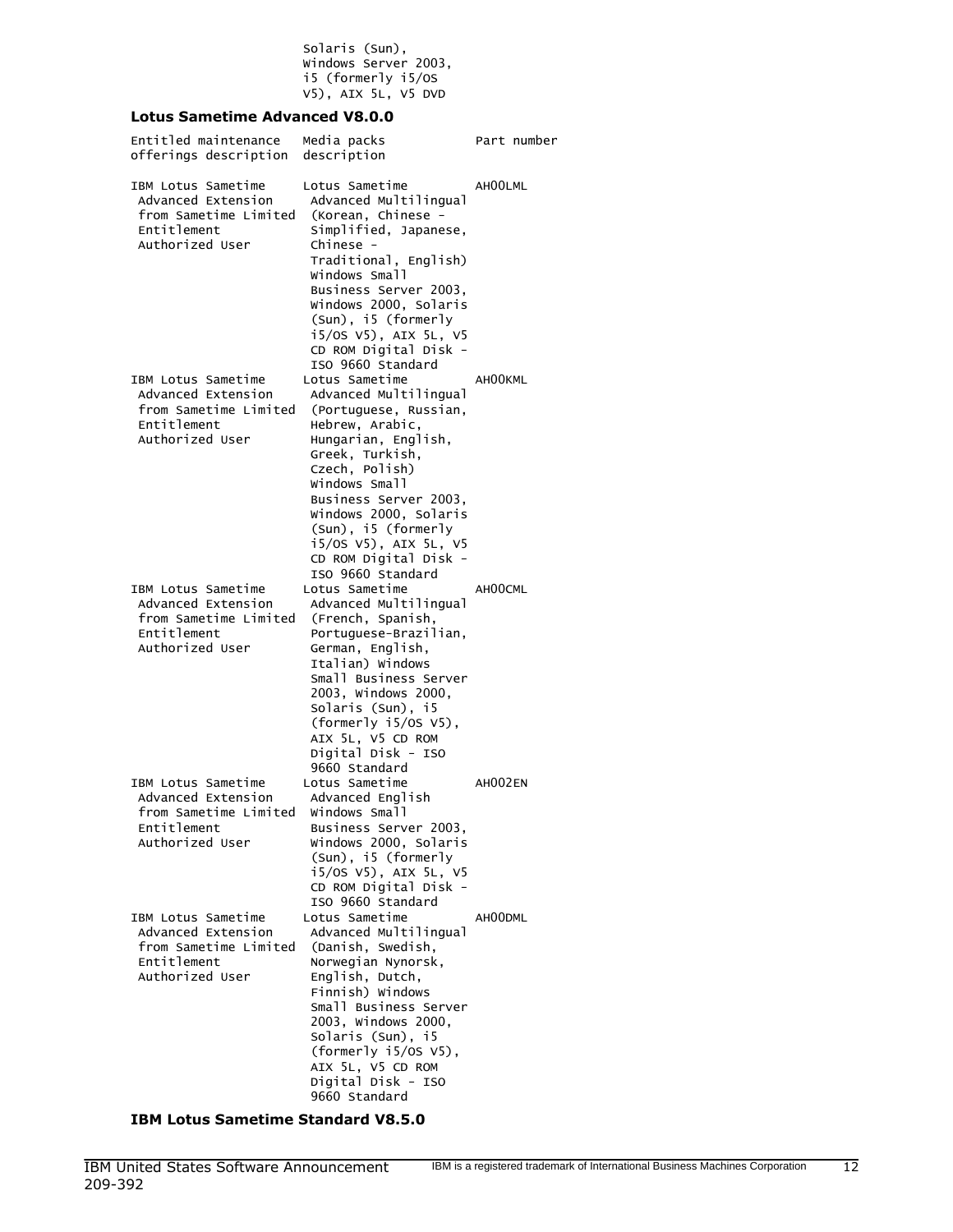Solaris (Sun), Windows Server 2003, i5 (formerly i5/OS V5), AIX 5L, V5 DVD

**Lotus Sametime Advanced V8.0.0**

| Entitled maintenance offerings description | Media packs description | Part number |
|---|---|---|
| IBM Lotus Sametime Advanced Extension from Sametime Limited Entitlement Authorized User | Lotus Sametime Advanced Multilingual (Korean, Chinese - Simplified, Japanese, Chinese - Traditional, English) Windows Small Business Server 2003, Windows 2000, Solaris (Sun), i5 (formerly i5/OS V5), AIX 5L, V5 CD ROM Digital Disk - ISO 9660 Standard | AH00LML |
| IBM Lotus Sametime Advanced Extension from Sametime Limited Entitlement Authorized User | Lotus Sametime Advanced Multilingual (Portuguese, Russian, Hebrew, Arabic, Hungarian, English, Greek, Turkish, Czech, Polish) Windows Small Business Server 2003, Windows 2000, Solaris (Sun), i5 (formerly i5/OS V5), AIX 5L, V5 CD ROM Digital Disk - ISO 9660 Standard | AH00KML |
| IBM Lotus Sametime Advanced Extension from Sametime Limited Entitlement Authorized User | Lotus Sametime Advanced Multilingual (French, Spanish, Portuguese-Brazilian, German, English, Italian) Windows Small Business Server 2003, Windows 2000, Solaris (Sun), i5 (formerly i5/OS V5), AIX 5L, V5 CD ROM Digital Disk - ISO 9660 Standard | AH00CML |
| IBM Lotus Sametime Advanced Extension from Sametime Limited Entitlement Authorized User | Lotus Sametime Advanced English Windows Small Business Server 2003, Windows 2000, Solaris (Sun), i5 (formerly i5/OS V5), AIX 5L, V5 CD ROM Digital Disk - ISO 9660 Standard | AH002EN |
| IBM Lotus Sametime Advanced Extension from Sametime Limited Entitlement Authorized User | Lotus Sametime Advanced Multilingual (Danish, Swedish, Norwegian Nynorsk, English, Dutch, Finnish) Windows Small Business Server 2003, Windows 2000, Solaris (Sun), i5 (formerly i5/OS V5), AIX 5L, V5 CD ROM Digital Disk - ISO 9660 Standard | AH00DML |

**IBM Lotus Sametime Standard V8.5.0**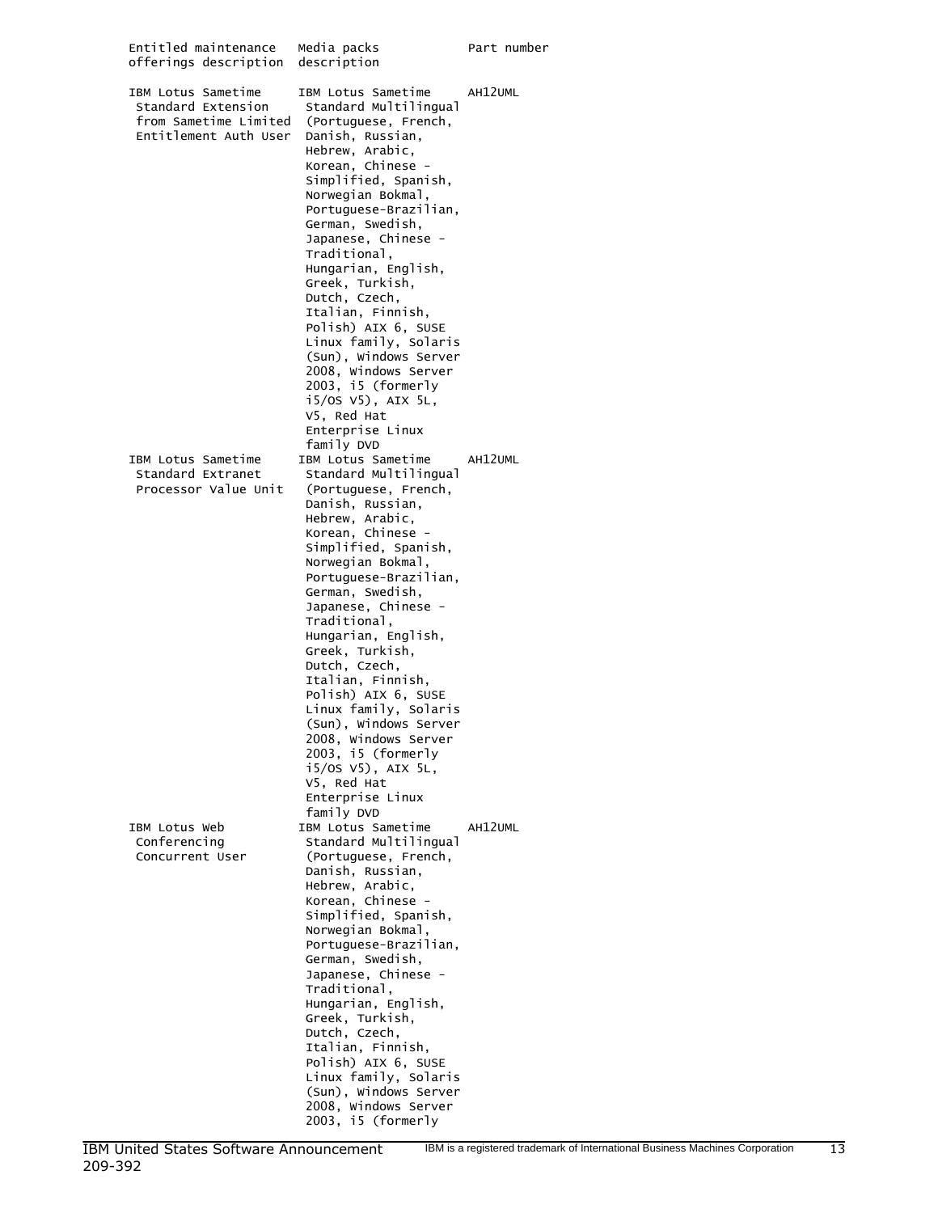| Entitled maintenance offerings description | Media packs description | Part number |
|---|---|---|
| IBM Lotus Sametime Standard Extension from Sametime Limited Entitlement Auth User | IBM Lotus Sametime Standard Multilingual (Portuguese, French, Danish, Russian, Hebrew, Arabic, Korean, Chinese - Simplified, Spanish, Norwegian Bokmal, Portuguese-Brazilian, German, Swedish, Japanese, Chinese - Traditional, Hungarian, English, Greek, Turkish, Dutch, Czech, Italian, Finnish, Polish) AIX 6, SUSE Linux family, Solaris (Sun), Windows Server 2008, Windows Server 2003, i5 (formerly i5/OS V5), AIX 5L, V5, Red Hat Enterprise Linux family DVD | AH12UML |
| IBM Lotus Sametime Standard Extranet Processor Value Unit | IBM Lotus Sametime Standard Multilingual (Portuguese, French, Danish, Russian, Hebrew, Arabic, Korean, Chinese - Simplified, Spanish, Norwegian Bokmal, Portuguese-Brazilian, German, Swedish, Japanese, Chinese - Traditional, Hungarian, English, Greek, Turkish, Dutch, Czech, Italian, Finnish, Polish) AIX 6, SUSE Linux family, Solaris (Sun), Windows Server 2008, Windows Server 2003, i5 (formerly i5/OS V5), AIX 5L, V5, Red Hat Enterprise Linux family DVD | AH12UML |
| IBM Lotus Web Conferencing Concurrent User | IBM Lotus Sametime Standard Multilingual (Portuguese, French, Danish, Russian, Hebrew, Arabic, Korean, Chinese - Simplified, Spanish, Norwegian Bokmal, Portuguese-Brazilian, German, Swedish, Japanese, Chinese - Traditional, Hungarian, English, Greek, Turkish, Dutch, Czech, Italian, Finnish, Polish) AIX 6, SUSE Linux family, Solaris (Sun), Windows Server 2008, Windows Server 2003, i5 (formerly | AH12UML |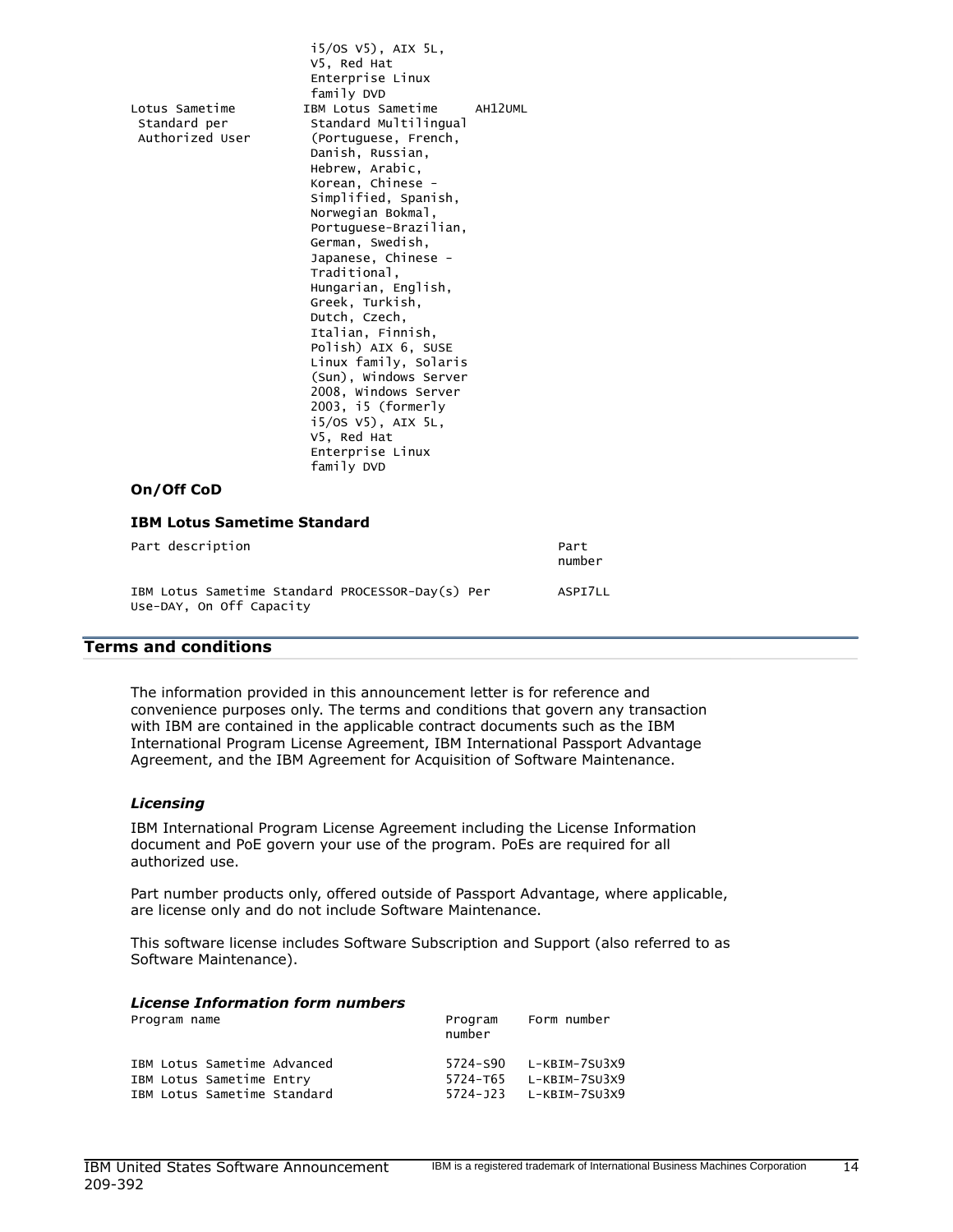| | | |
|---|---|---|
| | i5/OS V5), AIX 5L, V5, Red Hat Enterprise Linux family DVD | |
| Lotus Sametime Standard per Authorized User | IBM Lotus Sametime Standard Multilingual (Portuguese, French, Danish, Russian, Hebrew, Arabic, Korean, Chinese - Simplified, Spanish, Norwegian Bokmal, Portuguese-Brazilian, German, Swedish, Japanese, Chinese - Traditional, Hungarian, English, Greek, Turkish, Dutch, Czech, Italian, Finnish, Polish) AIX 6, SUSE Linux family, Solaris (Sun), Windows Server 2008, Windows Server 2003, i5 (formerly i5/OS V5), AIX 5L, V5, Red Hat Enterprise Linux family DVD | AH12UML |

**On/Off CoD**

**IBM Lotus Sametime Standard**

| Part description | Part number |
|---|---|
| IBM Lotus Sametime Standard PROCESSOR-Day(s) Per Use-DAY, On Off Capacity | ASPI7LL |

## Terms and conditions

The information provided in this announcement letter is for reference and convenience purposes only. The terms and conditions that govern any transaction with IBM are contained in the applicable contract documents such as the IBM International Program License Agreement, IBM International Passport Advantage Agreement, and the IBM Agreement for Acquisition of Software Maintenance.

### *Licensing*

IBM International Program License Agreement including the License Information document and PoE govern your use of the program. PoEs are required for all authorized use.

Part number products only, offered outside of Passport Advantage, where applicable, are license only and do not include Software Maintenance.

This software license includes Software Subscription and Support (also referred to as Software Maintenance).

### *License Information form numbers*

| Program name | Program number | Form number |
|---|---|---|
| IBM Lotus Sametime Advanced | 5724-S90 | L-KBIM-7SU3X9 |
| IBM Lotus Sametime Entry | 5724-T65 | L-KBIM-7SU3X9 |
| IBM Lotus Sametime Standard | 5724-J23 | L-KBIM-7SU3X9 |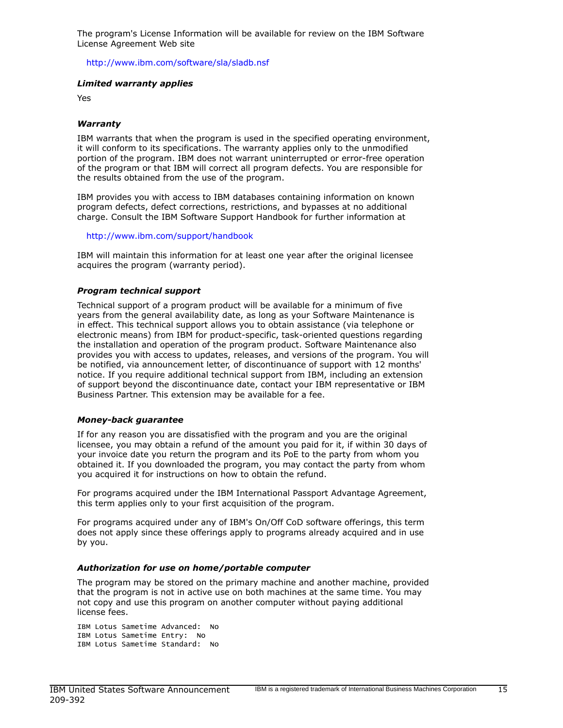The program's License Information will be available for review on the IBM Software License Agreement Web site

http://www.ibm.com/software/sla/sladb.nsf

***Limited warranty applies***

Yes

***Warranty***

IBM warrants that when the program is used in the specified operating environment, it will conform to its specifications. The warranty applies only to the unmodified portion of the program. IBM does not warrant uninterrupted or error-free operation of the program or that IBM will correct all program defects. You are responsible for the results obtained from the use of the program.

IBM provides you with access to IBM databases containing information on known program defects, defect corrections, restrictions, and bypasses at no additional charge. Consult the IBM Software Support Handbook for further information at

http://www.ibm.com/support/handbook

IBM will maintain this information for at least one year after the original licensee acquires the program (warranty period).

***Program technical support***

Technical support of a program product will be available for a minimum of five years from the general availability date, as long as your Software Maintenance is in effect. This technical support allows you to obtain assistance (via telephone or electronic means) from IBM for product-specific, task-oriented questions regarding the installation and operation of the program product. Software Maintenance also provides you with access to updates, releases, and versions of the program. You will be notified, via announcement letter, of discontinuance of support with 12 months' notice. If you require additional technical support from IBM, including an extension of support beyond the discontinuance date, contact your IBM representative or IBM Business Partner. This extension may be available for a fee.

***Money-back guarantee***

If for any reason you are dissatisfied with the program and you are the original licensee, you may obtain a refund of the amount you paid for it, if within 30 days of your invoice date you return the program and its PoE to the party from whom you obtained it. If you downloaded the program, you may contact the party from whom you acquired it for instructions on how to obtain the refund.

For programs acquired under the IBM International Passport Advantage Agreement, this term applies only to your first acquisition of the program.

For programs acquired under any of IBM's On/Off CoD software offerings, this term does not apply since these offerings apply to programs already acquired and in use by you.

***Authorization for use on home/portable computer***

The program may be stored on the primary machine and another machine, provided that the program is not in active use on both machines at the same time. You may not copy and use this program on another computer without paying additional license fees.

```
IBM Lotus Sametime Advanced:  No
IBM Lotus Sametime Entry:  No
IBM Lotus Sametime Standard:  No
```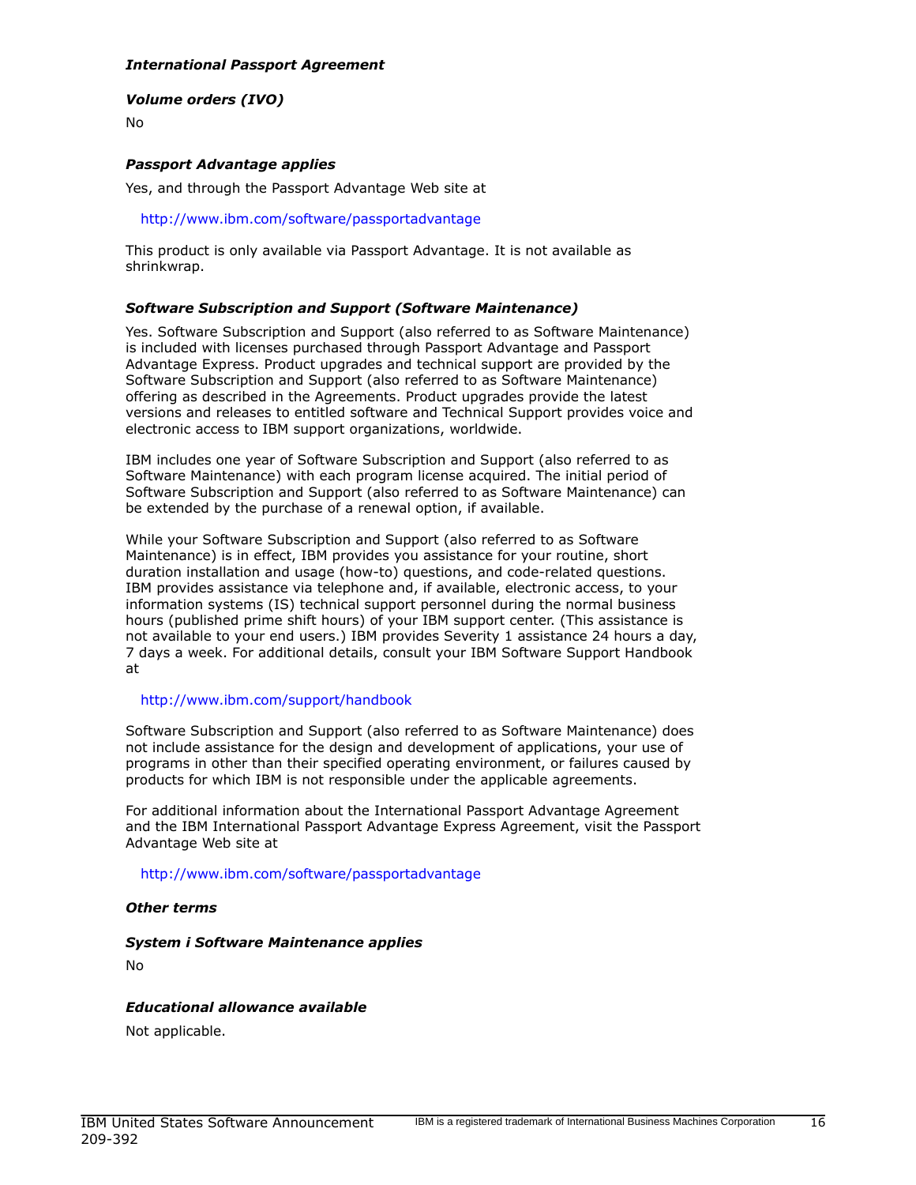***International Passport Agreement***

***Volume orders (IVO)***

No

***Passport Advantage applies***

Yes, and through the Passport Advantage Web site at

http://www.ibm.com/software/passportadvantage

This product is only available via Passport Advantage. It is not available as shrinkwrap.

***Software Subscription and Support (Software Maintenance)***

Yes. Software Subscription and Support (also referred to as Software Maintenance) is included with licenses purchased through Passport Advantage and Passport Advantage Express. Product upgrades and technical support are provided by the Software Subscription and Support (also referred to as Software Maintenance) offering as described in the Agreements. Product upgrades provide the latest versions and releases to entitled software and Technical Support provides voice and electronic access to IBM support organizations, worldwide.

IBM includes one year of Software Subscription and Support (also referred to as Software Maintenance) with each program license acquired. The initial period of Software Subscription and Support (also referred to as Software Maintenance) can be extended by the purchase of a renewal option, if available.

While your Software Subscription and Support (also referred to as Software Maintenance) is in effect, IBM provides you assistance for your routine, short duration installation and usage (how-to) questions, and code-related questions. IBM provides assistance via telephone and, if available, electronic access, to your information systems (IS) technical support personnel during the normal business hours (published prime shift hours) of your IBM support center. (This assistance is not available to your end users.) IBM provides Severity 1 assistance 24 hours a day, 7 days a week. For additional details, consult your IBM Software Support Handbook at

http://www.ibm.com/support/handbook

Software Subscription and Support (also referred to as Software Maintenance) does not include assistance for the design and development of applications, your use of programs in other than their specified operating environment, or failures caused by products for which IBM is not responsible under the applicable agreements.

For additional information about the International Passport Advantage Agreement and the IBM International Passport Advantage Express Agreement, visit the Passport Advantage Web site at

http://www.ibm.com/software/passportadvantage

***Other terms***

***System i Software Maintenance applies***

No

***Educational allowance available***

Not applicable.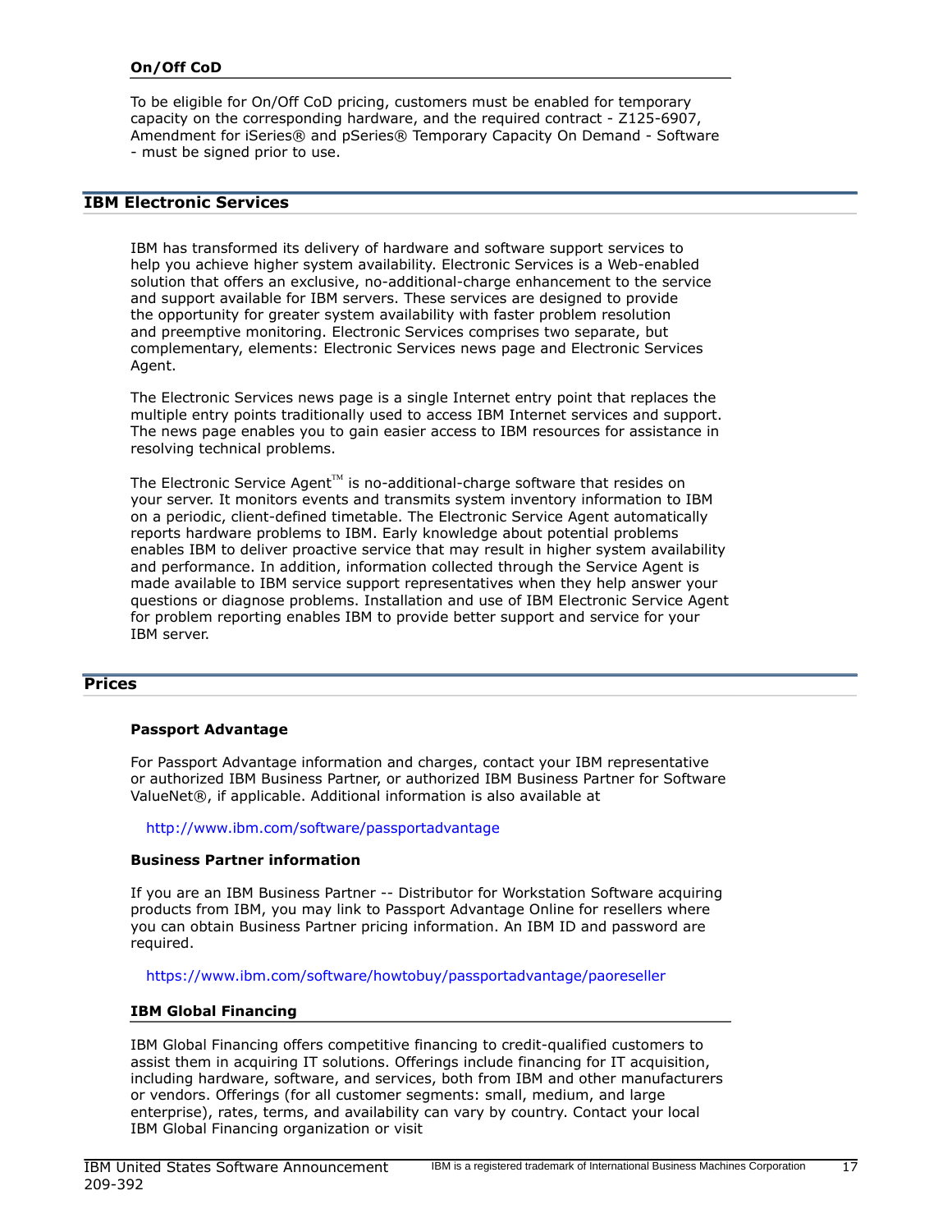### On/Off CoD

To be eligible for On/Off CoD pricing, customers must be enabled for temporary capacity on the corresponding hardware, and the required contract - Z125-6907, Amendment for iSeries® and pSeries® Temporary Capacity On Demand - Software - must be signed prior to use.

## IBM Electronic Services

IBM has transformed its delivery of hardware and software support services to help you achieve higher system availability. Electronic Services is a Web-enabled solution that offers an exclusive, no-additional-charge enhancement to the service and support available for IBM servers. These services are designed to provide the opportunity for greater system availability with faster problem resolution and preemptive monitoring. Electronic Services comprises two separate, but complementary, elements: Electronic Services news page and Electronic Services Agent.

The Electronic Services news page is a single Internet entry point that replaces the multiple entry points traditionally used to access IBM Internet services and support. The news page enables you to gain easier access to IBM resources for assistance in resolving technical problems.

The Electronic Service Agent™ is no-additional-charge software that resides on your server. It monitors events and transmits system inventory information to IBM on a periodic, client-defined timetable. The Electronic Service Agent automatically reports hardware problems to IBM. Early knowledge about potential problems enables IBM to deliver proactive service that may result in higher system availability and performance. In addition, information collected through the Service Agent is made available to IBM service support representatives when they help answer your questions or diagnose problems. Installation and use of IBM Electronic Service Agent for problem reporting enables IBM to provide better support and service for your IBM server.

## Prices

### Passport Advantage

For Passport Advantage information and charges, contact your IBM representative or authorized IBM Business Partner, or authorized IBM Business Partner for Software ValueNet®, if applicable. Additional information is also available at

http://www.ibm.com/software/passportadvantage

### Business Partner information

If you are an IBM Business Partner -- Distributor for Workstation Software acquiring products from IBM, you may link to Passport Advantage Online for resellers where you can obtain Business Partner pricing information. An IBM ID and password are required.

https://www.ibm.com/software/howtobuy/passportadvantage/paoreseller

### IBM Global Financing

IBM Global Financing offers competitive financing to credit-qualified customers to assist them in acquiring IT solutions. Offerings include financing for IT acquisition, including hardware, software, and services, both from IBM and other manufacturers or vendors. Offerings (for all customer segments: small, medium, and large enterprise), rates, terms, and availability can vary by country. Contact your local IBM Global Financing organization or visit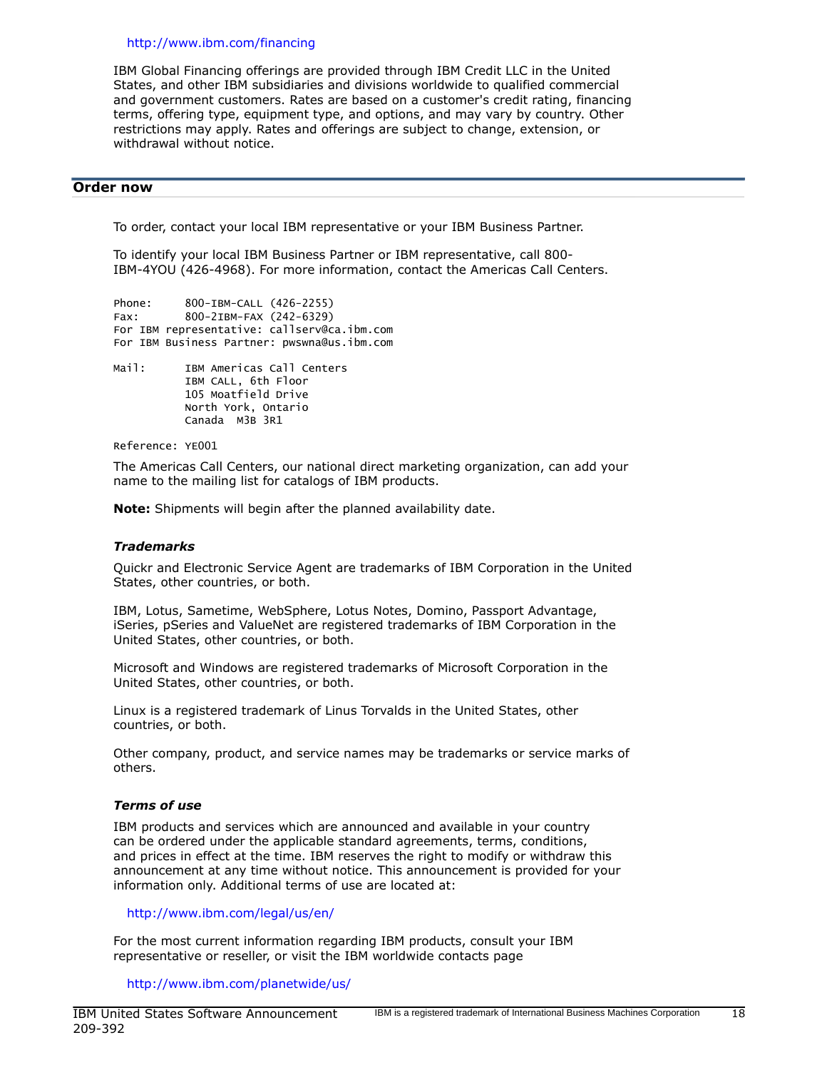http://www.ibm.com/financing

IBM Global Financing offerings are provided through IBM Credit LLC in the United States, and other IBM subsidiaries and divisions worldwide to qualified commercial and government customers. Rates are based on a customer's credit rating, financing terms, offering type, equipment type, and options, and may vary by country. Other restrictions may apply. Rates and offerings are subject to change, extension, or withdrawal without notice.

## Order now

To order, contact your local IBM representative or your IBM Business Partner.

To identify your local IBM Business Partner or IBM representative, call 800-IBM-4YOU (426-4968). For more information, contact the Americas Call Centers.

```
Phone:     800-IBM-CALL (426-2255)
Fax:       800-2IBM-FAX (242-6329)
For IBM representative: callserv@ca.ibm.com
For IBM Business Partner: pwswna@us.ibm.com

Mail:      IBM Americas Call Centers
           IBM CALL, 6th Floor
           105 Moatfield Drive
           North York, Ontario
           Canada  M3B 3R1

Reference: YE001
```

The Americas Call Centers, our national direct marketing organization, can add your name to the mailing list for catalogs of IBM products.

**Note:** Shipments will begin after the planned availability date.

### *Trademarks*

Quickr and Electronic Service Agent are trademarks of IBM Corporation in the United States, other countries, or both.

IBM, Lotus, Sametime, WebSphere, Lotus Notes, Domino, Passport Advantage, iSeries, pSeries and ValueNet are registered trademarks of IBM Corporation in the United States, other countries, or both.

Microsoft and Windows are registered trademarks of Microsoft Corporation in the United States, other countries, or both.

Linux is a registered trademark of Linus Torvalds in the United States, other countries, or both.

Other company, product, and service names may be trademarks or service marks of others.

### *Terms of use*

IBM products and services which are announced and available in your country can be ordered under the applicable standard agreements, terms, conditions, and prices in effect at the time. IBM reserves the right to modify or withdraw this announcement at any time without notice. This announcement is provided for your information only. Additional terms of use are located at:

http://www.ibm.com/legal/us/en/

For the most current information regarding IBM products, consult your IBM representative or reseller, or visit the IBM worldwide contacts page

http://www.ibm.com/planetwide/us/